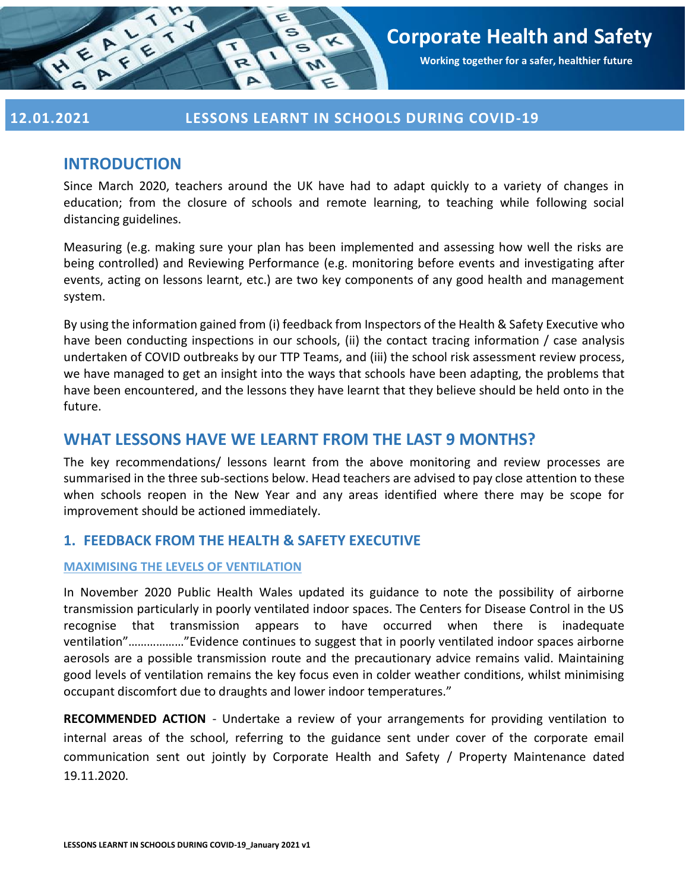# Corporate Health and Safety

**Working together for a safer, healthier future**

**12.01.2021 LESSONS LEARNT IN SCHOOLS DURING COVID-19**

## INTRODUCTION

Since March 2020, teachers around the UK have had to adapt quickly to a variety of changes in education; from the closure of schools and remote learning, to teaching while following social distancing guidelines.

Measuring (e.g. making sure your plan has been implemented and assessing how well the risks are being controlled) and Reviewing Performance (e.g. monitoring before events and investigating after events, acting on lessons learnt, etc.) are two key components of any good health and management system.

By using the information gained from (i) feedback from Inspectors of the Health & Safety Executive who have been conducting inspections in our schools, (ii) the contact tracing information / case analysis undertaken of COVID outbreaks by our TTP Teams, and (iii) the school risk assessment review process, we have managed to get an insight into the ways that schools have been adapting, the problems that have been encountered, and the lessons they have learnt that they believe should be held onto in the future.

## WHAT LESSONS HAVE WE LEARNT FROM THE LAST 9 MONTHS?

The key recommendations/ lessons learnt from the above monitoring and review processes are summarised in the three sub-sections below. Head teachers are advised to pay close attention to these when schools reopen in the New Year and any areas identified where there may be scope for improvement should be actioned immediately.

### 1. FEEDBACK FROM THE HEALTH & SAFETY EXECUTIVE

#### MAXIMISING THE LEVELS OF VENTILATION

In November 2020 Public Health Wales updated its guidance to note the possibility of airborne transmission particularly in poorly ventilated indoor spaces. The Centers for Disease Control in the US recognise that transmission appears to have occurred when there is inadequate ventilation"………………"Evidence continues to suggest that in poorly ventilated indoor spaces airborne aerosols are a possible transmission route and the precautionary advice remains valid. Maintaining good levels of ventilation remains the key focus even in colder weather conditions, whilst minimising occupant discomfort due to draughts and lower indoor temperatures."

**RECOMMENDED ACTION** - Undertake a review of your arrangements for providing ventilation to internal areas of the school, referring to the guidance sent under cover of the corporate email communication sent out jointly by Corporate Health and Safety / Property Maintenance dated 19.11.2020.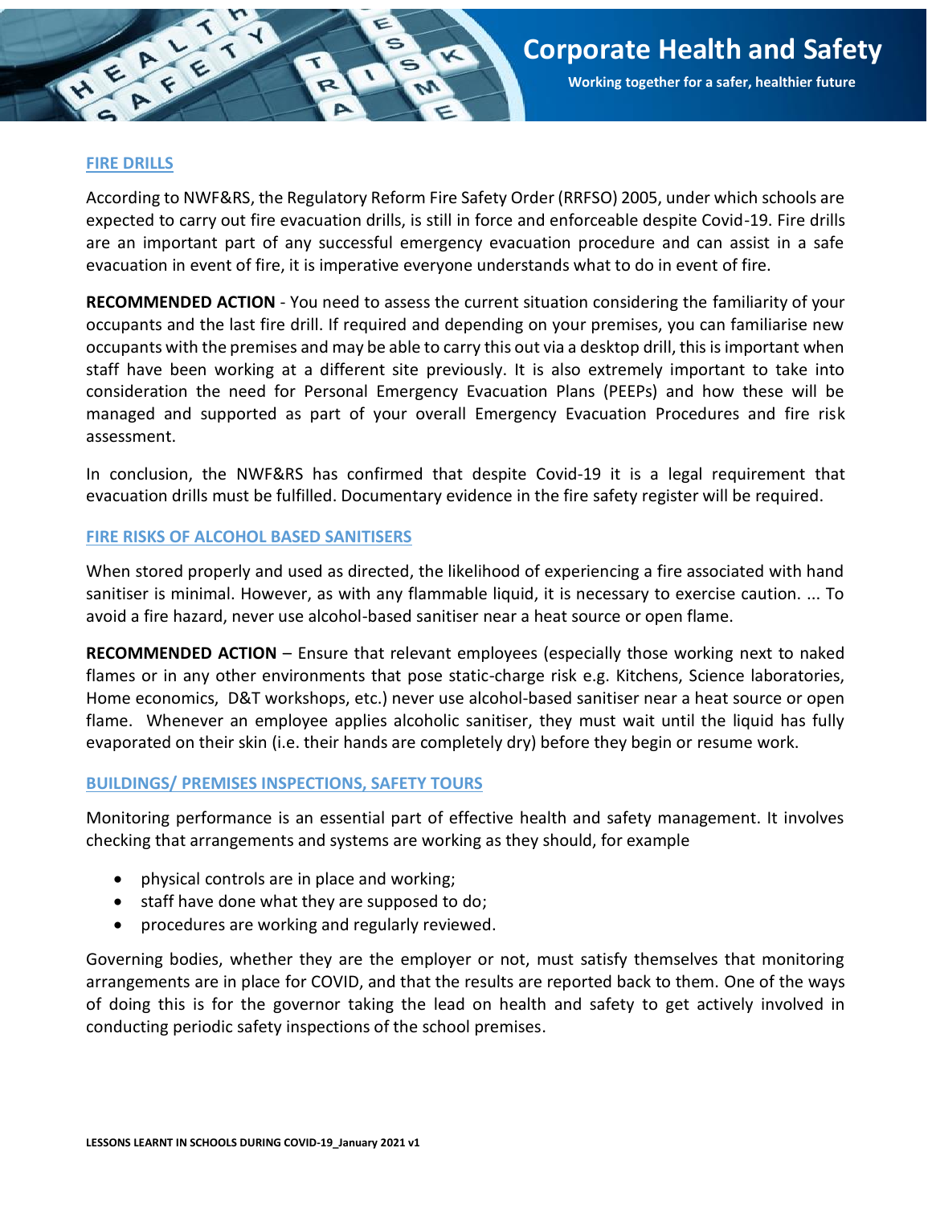## FIRE DRILLS

According to NWF&RS, the Regulatory Reform Fire Safety Order (RRFSO) 2005, under which schools are expected to carry out fire evacuation drills, is still in force and enforceable despite Covid-19. Fire drills are an important part of any successful emergency evacuation procedure and can assist in a safe evacuation in event of fire, it is imperative everyone understands what to do in event of fire.

**RECOMMENDED ACTION** - You need to assess the current situation considering the familiarity of your occupants and the last fire drill. If required and depending on your premises, you can familiarise new occupants with the premises and may be able to carry this out via a desktop drill, this is important when staff have been working at a different site previously. It is also extremely important to take into consideration the need for Personal Emergency Evacuation Plans (PEEPs) and how these will be managed and supported as part of your overall Emergency Evacuation Procedures and fire risk assessment.

In conclusion, the NWF&RS has confirmed that despite Covid-19 it is a legal requirement that evacuation drills must be fulfilled. Documentary evidence in the fire safety register will be required.

## FIRE RISKS OF ALCOHOL BASED SANITISERS

When stored properly and used as directed, the likelihood of experiencing a fire associated with hand sanitiser is minimal. However, as with any flammable liquid, it is necessary to exercise caution. ... To avoid a fire hazard, never use alcohol-based sanitiser near a heat source or open flame.

**RECOMMENDED ACTION** – Ensure that relevant employees (especially those working next to naked flames or in any other environments that pose static-charge risk e.g. Kitchens, Science laboratories, Home economics, D&T workshops, etc.) never use alcohol-based sanitiser near a heat source or open flame. Whenever an employee applies alcoholic sanitiser, they must wait until the liquid has fully evaporated on their skin (i.e. their hands are completely dry) before they begin or resume work.

## BUILDINGS/ PREMISES INSPECTIONS, SAFETY TOURS

Monitoring performance is an essential part of effective health and safety management. It involves checking that arrangements and systems are working as they should, for example

- physical controls are in place and working;
- staff have done what they are supposed to do;
- procedures are working and regularly reviewed.

Governing bodies, whether they are the employer or not, must satisfy themselves that monitoring arrangements are in place for COVID, and that the results are reported back to them. One of the ways of doing this is for the governor taking the lead on health and safety to get actively involved in conducting periodic safety inspections of the school premises.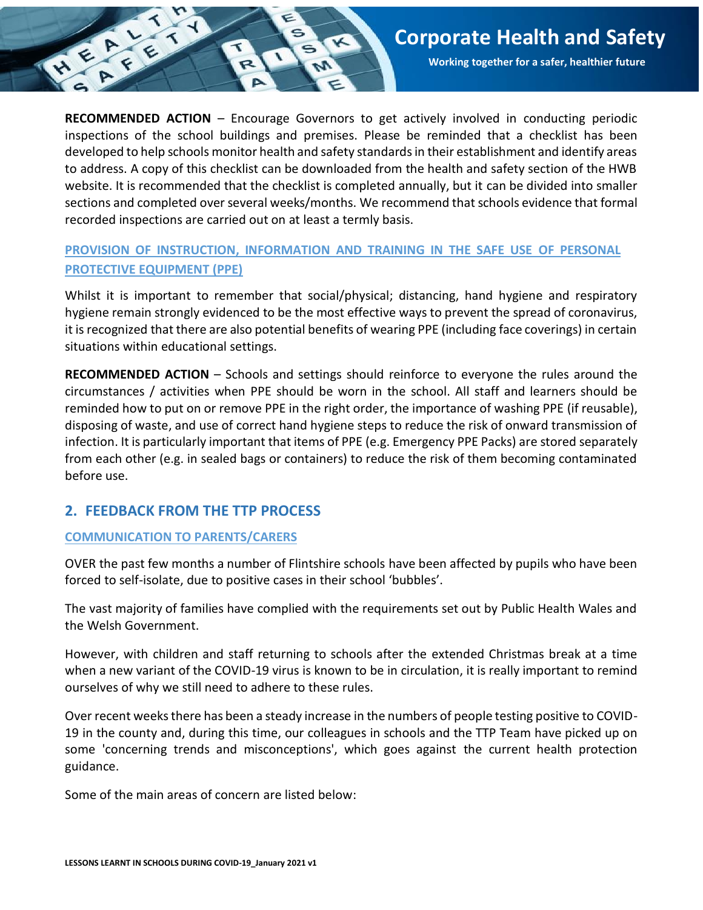**RECOMMENDED ACTION** – Encourage Governors to get actively involved in conducting periodic inspections of the school buildings and premises. Please be reminded that a checklist has been developed to help schools monitor health and safety standards in their establishment and identify areas to address. A copy of this checklist can be downloaded from the health and safety section of the HWB website. It is recommended that the checklist is completed annually, but it can be divided into smaller sections and completed over several weeks/months. We recommend that schools evidence that formal recorded inspections are carried out on at least a termly basis.

### PROVISION OF INSTRUCTION, INFORMATION AND TRAINING IN THE SAFE USE OF PERSONAL PROTECTIVE EQUIPMENT (PPE)

Whilst it is important to remember that social/physical; distancing, hand hygiene and respiratory hygiene remain strongly evidenced to be the most effective ways to prevent the spread of coronavirus, it is recognized that there are also potential benefits of wearing PPE (including face coverings) in certain situations within educational settings.

**RECOMMENDED ACTION** – Schools and settings should reinforce to everyone the rules around the circumstances / activities when PPE should be worn in the school. All staff and learners should be reminded how to put on or remove PPE in the right order, the importance of washing PPE (if reusable), disposing of waste, and use of correct hand hygiene steps to reduce the risk of onward transmission of infection. It is particularly important that items of PPE (e.g. Emergency PPE Packs) are stored separately from each other (e.g. in sealed bags or containers) to reduce the risk of them becoming contaminated before use.

## 2. FEEDBACK FROM THE TTP PROCESS

### COMMUNICATION TO PARENTS/CARERS

OVER the past few months a number of Flintshire schools have been affected by pupils who have been forced to self-isolate, due to positive cases in their school 'bubbles'.

The vast majority of families have complied with the requirements set out by Public Health Wales and the Welsh Government.

However, with children and staff returning to schools after the extended Christmas break at a time when a new variant of the COVID-19 virus is known to be in circulation, it is really important to remind ourselves of why we still need to adhere to these rules.

Over recent weeks there has been a steady increase in the numbers of people testing positive to COVID-19 in the county and, during this time, our colleagues in schools and the TTP Team have picked up on some 'concerning trends and misconceptions', which goes against the current health protection guidance.

Some of the main areas of concern are listed below: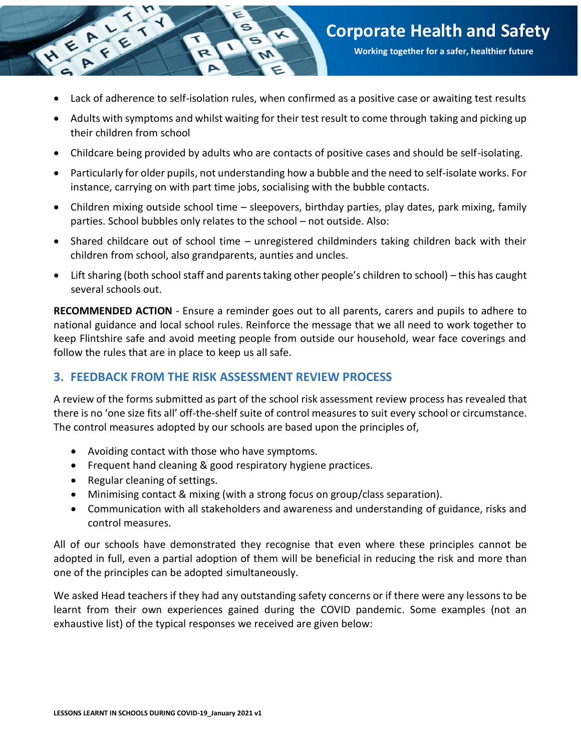- Lack of adherence to self-isolation rules, when confirmed as a positive case or awaiting test results
- Adults with symptoms and whilst waiting for their test result to come through taking and picking up their children from school
- Childcare being provided by adults who are contacts of positive cases and should be self-isolating.
- Particularly for older pupils, not understanding how a bubble and the need to self-isolate works. For instance, carrying on with part time jobs, socialising with the bubble contacts.
- Children mixing outside school time – sleepovers, birthday parties, play dates, park mixing, family parties. School bubbles only relates to the school – not outside. Also:
- Shared childcare out of school time – unregistered childminders taking children back with their children from school, also grandparents, aunties and uncles.
- Lift sharing (both school staff and parents taking other people's children to school) – this has caught several schools out.

**RECOMMENDED ACTION** - Ensure a reminder goes out to all parents, carers and pupils to adhere to national guidance and local school rules. Reinforce the message that we all need to work together to keep Flintshire safe and avoid meeting people from outside our household, wear face coverings and follow the rules that are in place to keep us all safe.

## 3. FEEDBACK FROM THE RISK ASSESSMENT REVIEW PROCESS

A review of the forms submitted as part of the school risk assessment review process has revealed that there is no 'one size fits all' off-the-shelf suite of control measures to suit every school or circumstance. The control measures adopted by our schools are based upon the principles of,

- Avoiding contact with those who have symptoms.
- Frequent hand cleaning & good respiratory hygiene practices.
- Regular cleaning of settings.
- Minimising contact & mixing (with a strong focus on group/class separation).
- Communication with all stakeholders and awareness and understanding of guidance, risks and control measures.

All of our schools have demonstrated they recognise that even where these principles cannot be adopted in full, even a partial adoption of them will be beneficial in reducing the risk and more than one of the principles can be adopted simultaneously.

We asked Head teachers if they had any outstanding safety concerns or if there were any lessons to be learnt from their own experiences gained during the COVID pandemic. Some examples (not an exhaustive list) of the typical responses we received are given below: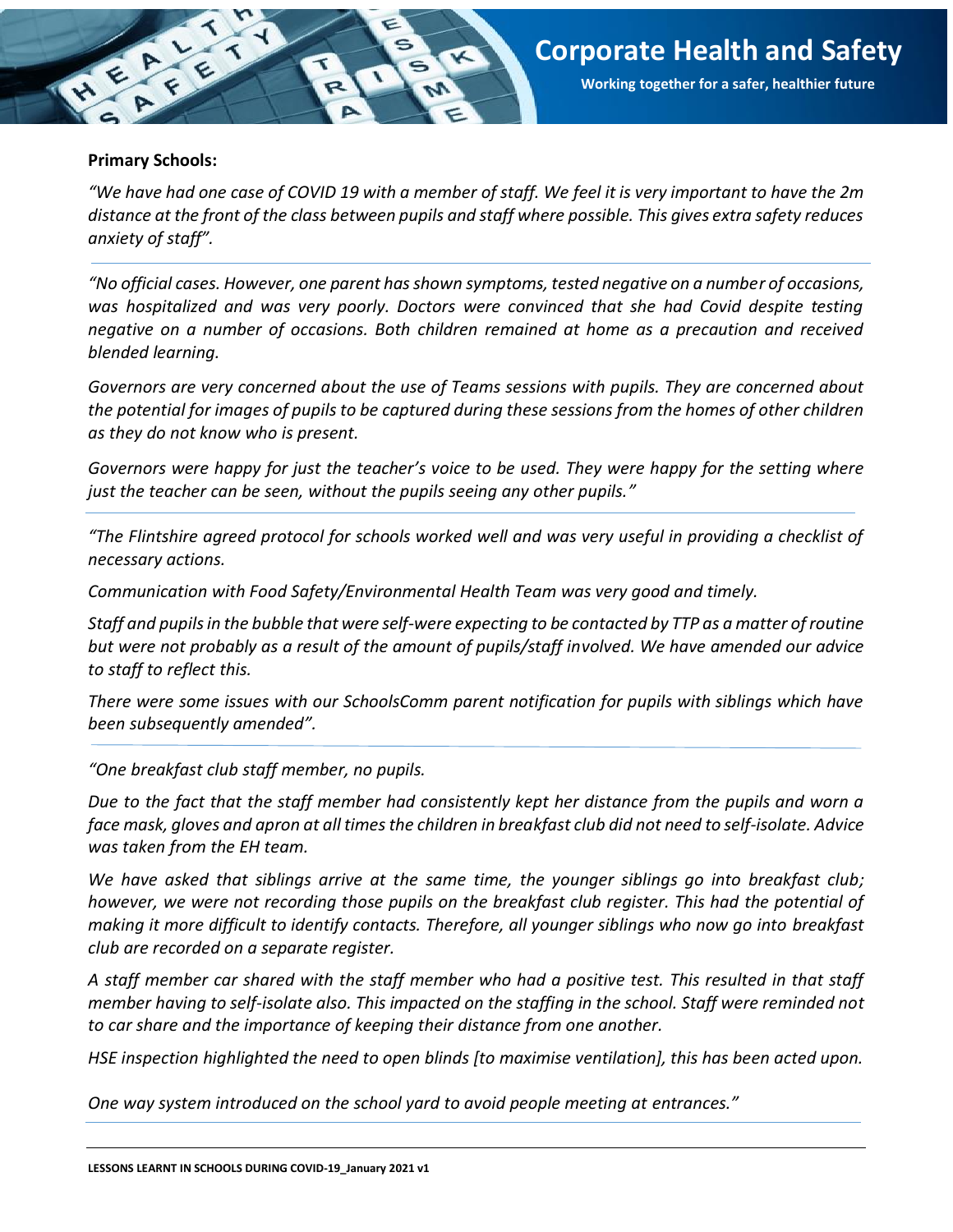**Primary Schools:**

*"We have had one case of COVID 19 with a member of staff. We feel it is very important to have the 2m distance at the front of the class between pupils and staff where possible. This gives extra safety reduces anxiety of staff".*

---

*"No official cases. However, one parent has shown symptoms, tested negative on a number of occasions, was hospitalized and was very poorly. Doctors were convinced that she had Covid despite testing negative on a number of occasions. Both children remained at home as a precaution and received blended learning.*

*Governors are very concerned about the use of Teams sessions with pupils. They are concerned about the potential for images of pupils to be captured during these sessions from the homes of other children as they do not know who is present.*

*Governors were happy for just the teacher's voice to be used. They were happy for the setting where just the teacher can be seen, without the pupils seeing any other pupils."*

---

*"The Flintshire agreed protocol for schools worked well and was very useful in providing a checklist of necessary actions.*

*Communication with Food Safety/Environmental Health Team was very good and timely.*

*Staff and pupils in the bubble that were self-were expecting to be contacted by TTP as a matter of routine but were not probably as a result of the amount of pupils/staff involved. We have amended our advice to staff to reflect this.*

*There were some issues with our SchoolsComm parent notification for pupils with siblings which have been subsequently amended".*

---

*"One breakfast club staff member, no pupils.*

*Due to the fact that the staff member had consistently kept her distance from the pupils and worn a face mask, gloves and apron at all times the children in breakfast club did not need to self-isolate. Advice was taken from the EH team.*

*We have asked that siblings arrive at the same time, the younger siblings go into breakfast club; however, we were not recording those pupils on the breakfast club register. This had the potential of making it more difficult to identify contacts. Therefore, all younger siblings who now go into breakfast club are recorded on a separate register.*

*A staff member car shared with the staff member who had a positive test. This resulted in that staff member having to self-isolate also. This impacted on the staffing in the school. Staff were reminded not to car share and the importance of keeping their distance from one another.*

*HSE inspection highlighted the need to open blinds [to maximise ventilation], this has been acted upon.*

*One way system introduced on the school yard to avoid people meeting at entrances."*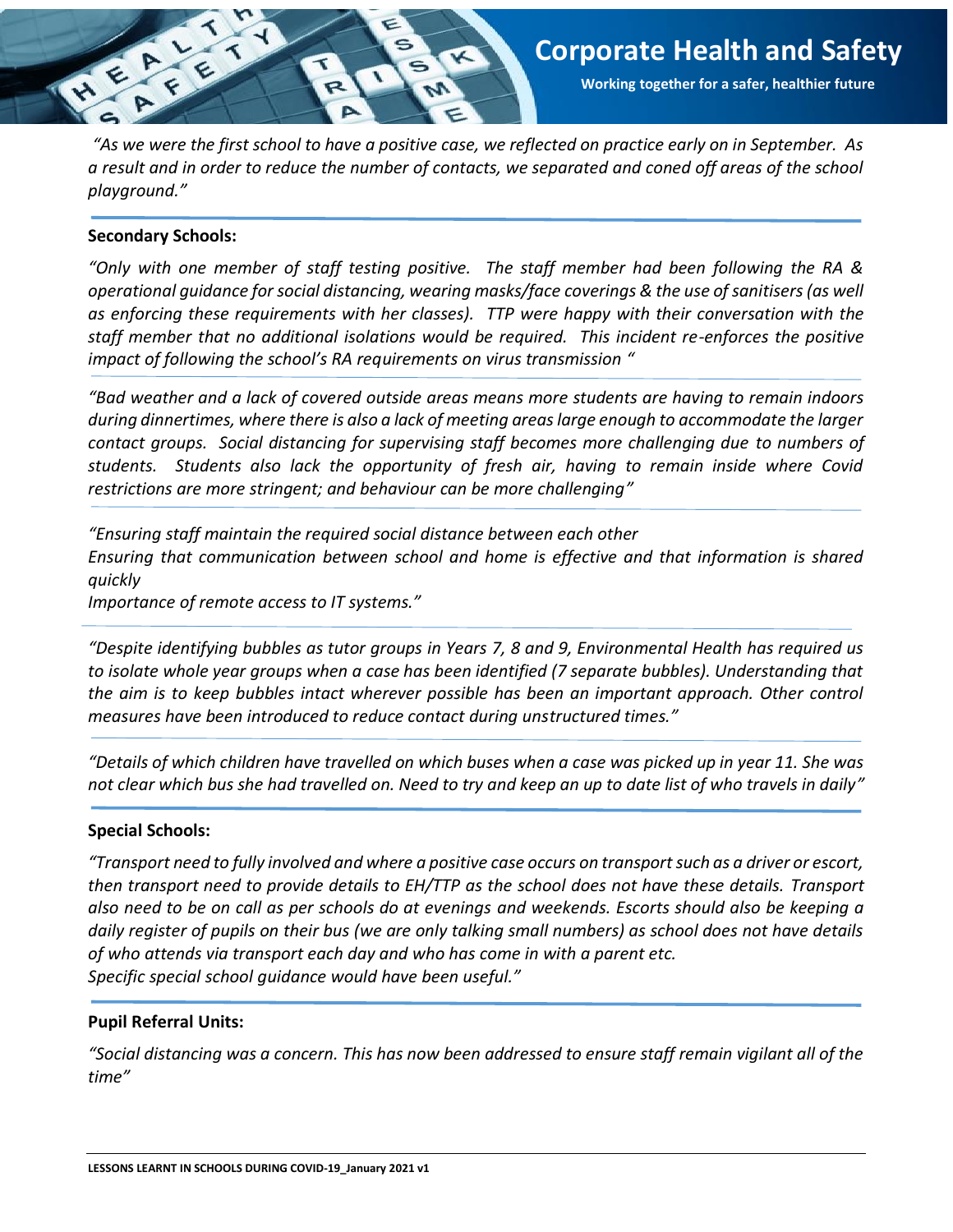*"As we were the first school to have a positive case, we reflected on practice early on in September. As a result and in order to reduce the number of contacts, we separated and coned off areas of the school playground."*

---

**Secondary Schools:**

*"Only with one member of staff testing positive. The staff member had been following the RA & operational guidance for social distancing, wearing masks/face coverings & the use of sanitisers (as well as enforcing these requirements with her classes). TTP were happy with their conversation with the staff member that no additional isolations would be required. This incident re-enforces the positive impact of following the school's RA requirements on virus transmission "*

---

*"Bad weather and a lack of covered outside areas means more students are having to remain indoors during dinnertimes, where there is also a lack of meeting areas large enough to accommodate the larger contact groups. Social distancing for supervising staff becomes more challenging due to numbers of students. Students also lack the opportunity of fresh air, having to remain inside where Covid restrictions are more stringent; and behaviour can be more challenging"*

---

*"Ensuring staff maintain the required social distance between each other*
*Ensuring that communication between school and home is effective and that information is shared quickly*
*Importance of remote access to IT systems."*

---

*"Despite identifying bubbles as tutor groups in Years 7, 8 and 9, Environmental Health has required us to isolate whole year groups when a case has been identified (7 separate bubbles). Understanding that the aim is to keep bubbles intact wherever possible has been an important approach. Other control measures have been introduced to reduce contact during unstructured times."*

---

*"Details of which children have travelled on which buses when a case was picked up in year 11. She was not clear which bus she had travelled on. Need to try and keep an up to date list of who travels in daily"*

---

**Special Schools:**

*"Transport need to fully involved and where a positive case occurs on transport such as a driver or escort, then transport need to provide details to EH/TTP as the school does not have these details. Transport also need to be on call as per schools do at evenings and weekends. Escorts should also be keeping a daily register of pupils on their bus (we are only talking small numbers) as school does not have details of who attends via transport each day and who has come in with a parent etc.*
*Specific special school guidance would have been useful."*

---

**Pupil Referral Units:**

*"Social distancing was a concern. This has now been addressed to ensure staff remain vigilant all of the time"*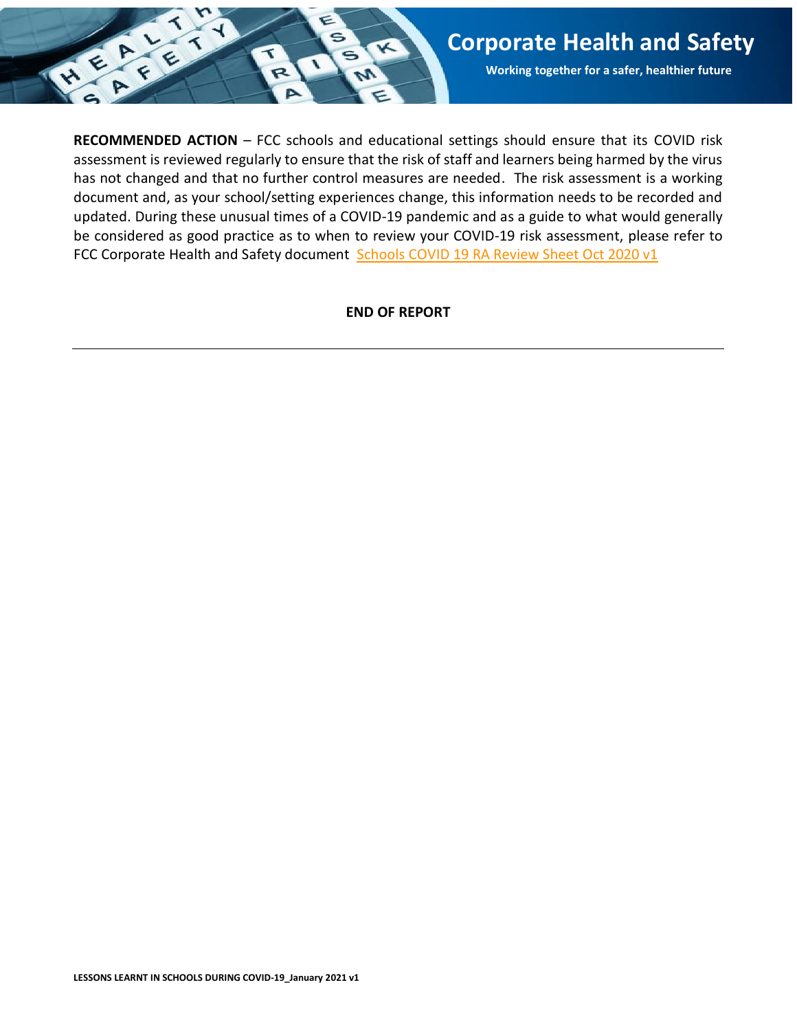**RECOMMENDED ACTION** – FCC schools and educational settings should ensure that its COVID risk assessment is reviewed regularly to ensure that the risk of staff and learners being harmed by the virus has not changed and that no further control measures are needed. The risk assessment is a working document and, as your school/setting experiences change, this information needs to be recorded and updated. During these unusual times of a COVID-19 pandemic and as a guide to what would generally be considered as good practice as to when to review your COVID-19 risk assessment, please refer to FCC Corporate Health and Safety document Schools COVID 19 RA Review Sheet Oct 2020 v1

**END OF REPORT**

---